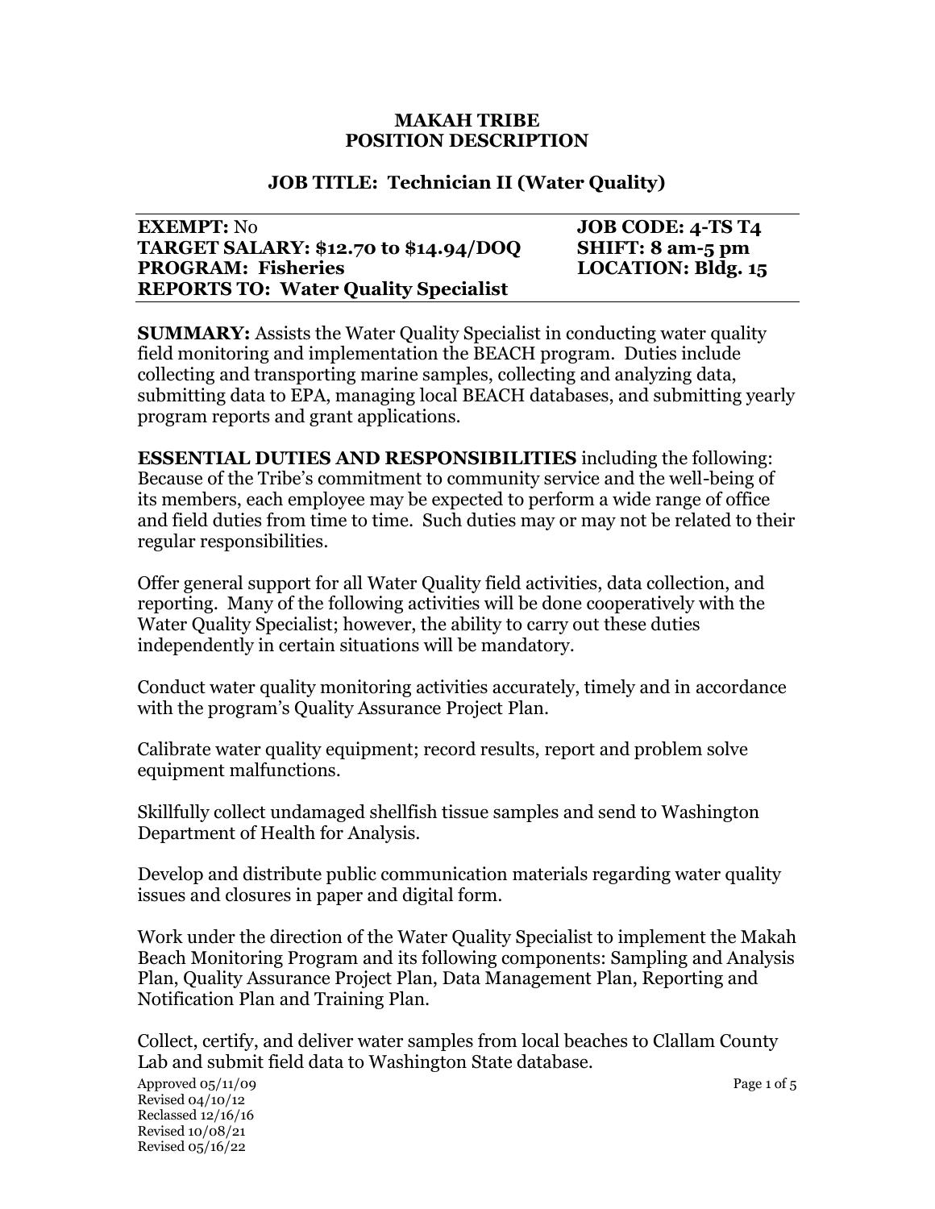**MAKAH TRIBE**
**POSITION DESCRIPTION**

**JOB TITLE: Technician II (Water Quality)**

**EXEMPT:** No
**TARGET SALARY: $12.70 to $14.94/DOQ**
**PROGRAM: Fisheries**
**REPORTS TO: Water Quality Specialist**

**JOB CODE: 4-TS T4**
**SHIFT: 8 am-5 pm**
**LOCATION: Bldg. 15**

**SUMMARY:** Assists the Water Quality Specialist in conducting water quality field monitoring and implementation the BEACH program. Duties include collecting and transporting marine samples, collecting and analyzing data, submitting data to EPA, managing local BEACH databases, and submitting yearly program reports and grant applications.

**ESSENTIAL DUTIES AND RESPONSIBILITIES** including the following: Because of the Tribe's commitment to community service and the well-being of its members, each employee may be expected to perform a wide range of office and field duties from time to time. Such duties may or may not be related to their regular responsibilities.

Offer general support for all Water Quality field activities, data collection, and reporting. Many of the following activities will be done cooperatively with the Water Quality Specialist; however, the ability to carry out these duties independently in certain situations will be mandatory.

Conduct water quality monitoring activities accurately, timely and in accordance with the program's Quality Assurance Project Plan.

Calibrate water quality equipment; record results, report and problem solve equipment malfunctions.

Skillfully collect undamaged shellfish tissue samples and send to Washington Department of Health for Analysis.

Develop and distribute public communication materials regarding water quality issues and closures in paper and digital form.

Work under the direction of the Water Quality Specialist to implement the Makah Beach Monitoring Program and its following components: Sampling and Analysis Plan, Quality Assurance Project Plan, Data Management Plan, Reporting and Notification Plan and Training Plan.

Collect, certify, and deliver water samples from local beaches to Clallam County Lab and submit field data to Washington State database.

Approved 05/11/09
Revised 04/10/12
Reclassed 12/16/16
Revised 10/08/21
Revised 05/16/22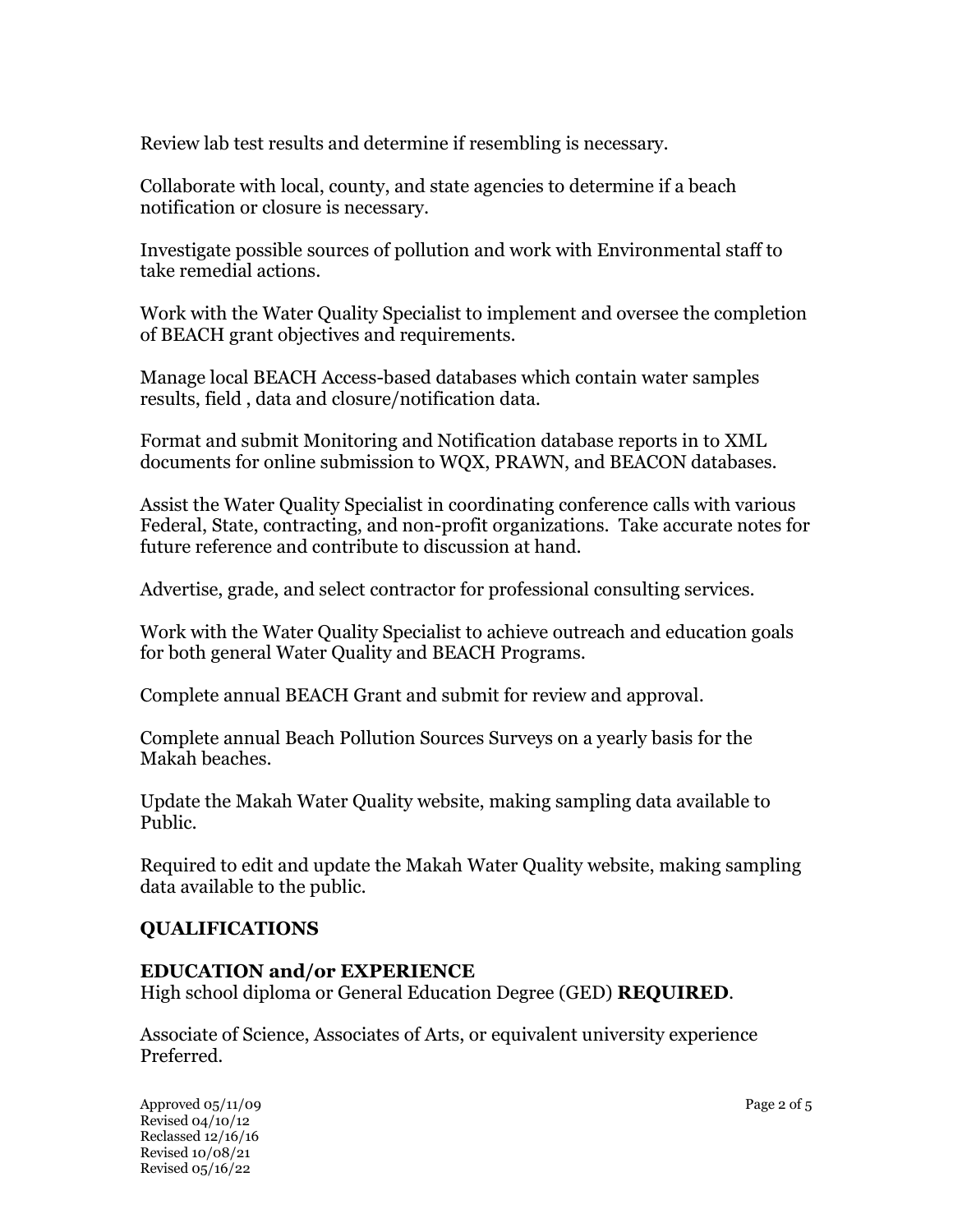Review lab test results and determine if resembling is necessary.

Collaborate with local, county, and state agencies to determine if a beach notification or closure is necessary.

Investigate possible sources of pollution and work with Environmental staff to take remedial actions.

Work with the Water Quality Specialist to implement and oversee the completion of BEACH grant objectives and requirements.

Manage local BEACH Access-based databases which contain water samples results, field , data and closure/notification data.

Format and submit Monitoring and Notification database reports in to XML documents for online submission to WQX, PRAWN, and BEACON databases.

Assist the Water Quality Specialist in coordinating conference calls with various Federal, State, contracting, and non-profit organizations. Take accurate notes for future reference and contribute to discussion at hand.

Advertise, grade, and select contractor for professional consulting services.

Work with the Water Quality Specialist to achieve outreach and education goals for both general Water Quality and BEACH Programs.

Complete annual BEACH Grant and submit for review and approval.

Complete annual Beach Pollution Sources Surveys on a yearly basis for the Makah beaches.

Update the Makah Water Quality website, making sampling data available to Public.

Required to edit and update the Makah Water Quality website, making sampling data available to the public.

## QUALIFICATIONS

### EDUCATION and/or EXPERIENCE

High school diploma or General Education Degree (GED) **REQUIRED**.

Associate of Science, Associates of Arts, or equivalent university experience Preferred.

Approved 05/11/09
Revised 04/10/12
Reclassed 12/16/16
Revised 10/08/21
Revised 05/16/22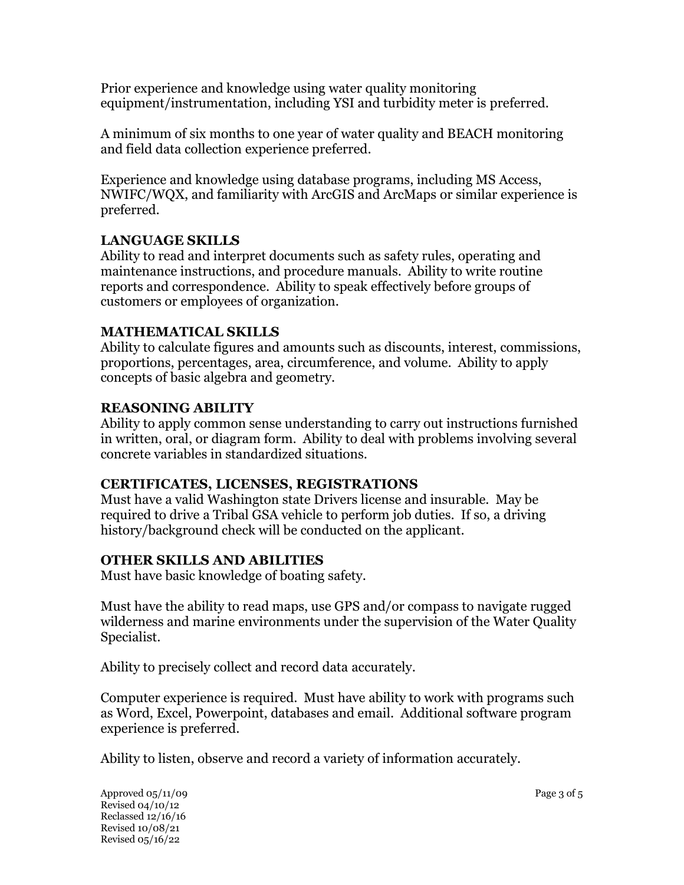Prior experience and knowledge using water quality monitoring equipment/instrumentation, including YSI and turbidity meter is preferred.

A minimum of six months to one year of water quality and BEACH monitoring and field data collection experience preferred.

Experience and knowledge using database programs, including MS Access, NWIFC/WQX, and familiarity with ArcGIS and ArcMaps or similar experience is preferred.

**LANGUAGE SKILLS**
Ability to read and interpret documents such as safety rules, operating and maintenance instructions, and procedure manuals. Ability to write routine reports and correspondence. Ability to speak effectively before groups of customers or employees of organization.

**MATHEMATICAL SKILLS**
Ability to calculate figures and amounts such as discounts, interest, commissions, proportions, percentages, area, circumference, and volume. Ability to apply concepts of basic algebra and geometry.

**REASONING ABILITY**
Ability to apply common sense understanding to carry out instructions furnished in written, oral, or diagram form. Ability to deal with problems involving several concrete variables in standardized situations.

**CERTIFICATES, LICENSES, REGISTRATIONS**
Must have a valid Washington state Drivers license and insurable. May be required to drive a Tribal GSA vehicle to perform job duties. If so, a driving history/background check will be conducted on the applicant.

**OTHER SKILLS AND ABILITIES**
Must have basic knowledge of boating safety.

Must have the ability to read maps, use GPS and/or compass to navigate rugged wilderness and marine environments under the supervision of the Water Quality Specialist.

Ability to precisely collect and record data accurately.

Computer experience is required. Must have ability to work with programs such as Word, Excel, Powerpoint, databases and email. Additional software program experience is preferred.

Ability to listen, observe and record a variety of information accurately.

Approved 05/11/09
Revised 04/10/12
Reclassed 12/16/16
Revised 10/08/21
Revised 05/16/22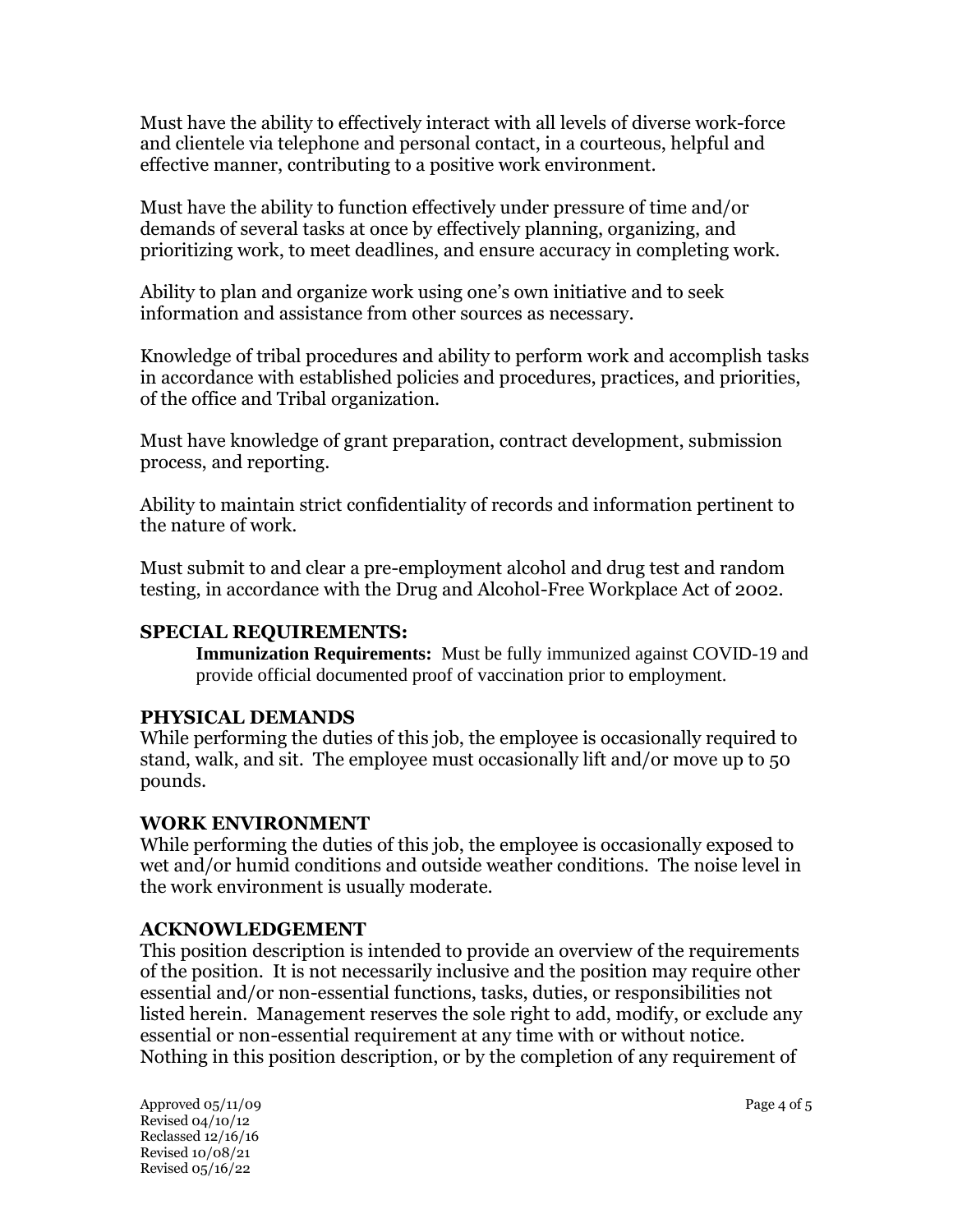Must have the ability to effectively interact with all levels of diverse work-force and clientele via telephone and personal contact, in a courteous, helpful and effective manner, contributing to a positive work environment.

Must have the ability to function effectively under pressure of time and/or demands of several tasks at once by effectively planning, organizing, and prioritizing work, to meet deadlines, and ensure accuracy in completing work.

Ability to plan and organize work using one's own initiative and to seek information and assistance from other sources as necessary.

Knowledge of tribal procedures and ability to perform work and accomplish tasks in accordance with established policies and procedures, practices, and priorities, of the office and Tribal organization.

Must have knowledge of grant preparation, contract development, submission process, and reporting.

Ability to maintain strict confidentiality of records and information pertinent to the nature of work.

Must submit to and clear a pre-employment alcohol and drug test and random testing, in accordance with the Drug and Alcohol-Free Workplace Act of 2002.

### SPECIAL REQUIREMENTS:

**Immunization Requirements:** Must be fully immunized against COVID-19 and provide official documented proof of vaccination prior to employment.

### PHYSICAL DEMANDS

While performing the duties of this job, the employee is occasionally required to stand, walk, and sit. The employee must occasionally lift and/or move up to 50 pounds.

### WORK ENVIRONMENT

While performing the duties of this job, the employee is occasionally exposed to wet and/or humid conditions and outside weather conditions. The noise level in the work environment is usually moderate.

### ACKNOWLEDGEMENT

This position description is intended to provide an overview of the requirements of the position. It is not necessarily inclusive and the position may require other essential and/or non-essential functions, tasks, duties, or responsibilities not listed herein. Management reserves the sole right to add, modify, or exclude any essential or non-essential requirement at any time with or without notice. Nothing in this position description, or by the completion of any requirement of

Approved 05/11/09
Revised 04/10/12
Reclassed 12/16/16
Revised 10/08/21
Revised 05/16/22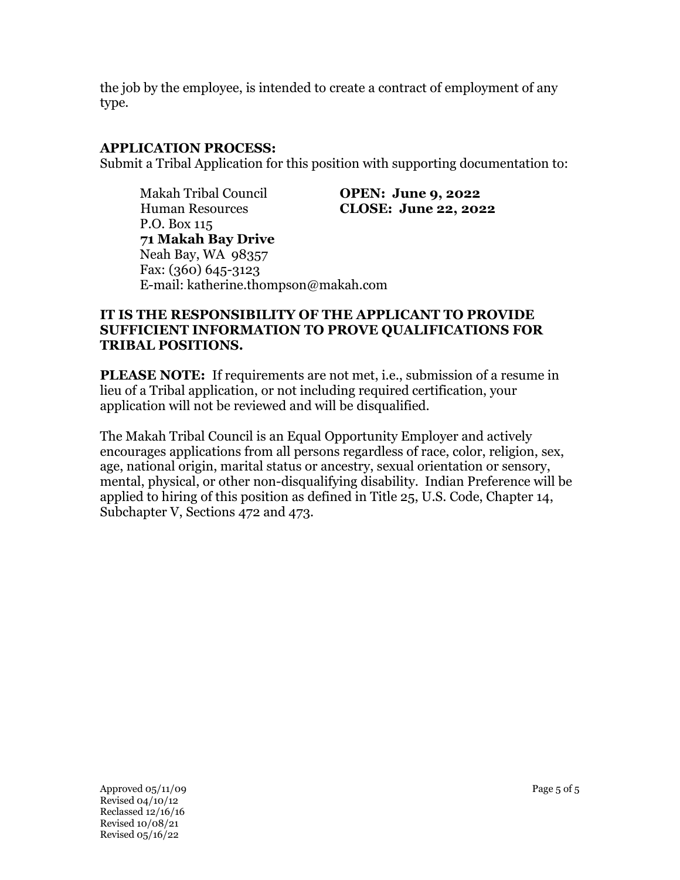the job by the employee, is intended to create a contract of employment of any type.

**APPLICATION PROCESS:**
Submit a Tribal Application for this position with supporting documentation to:

Makah Tribal Council
Human Resources
P.O. Box 115
**71 Makah Bay Drive**
Neah Bay, WA 98357
Fax: (360) 645-3123
E-mail: katherine.thompson@makah.com

**OPEN: June 9, 2022**
**CLOSE: June 22, 2022**

**IT IS THE RESPONSIBILITY OF THE APPLICANT TO PROVIDE SUFFICIENT INFORMATION TO PROVE QUALIFICATIONS FOR TRIBAL POSITIONS.**

**PLEASE NOTE:** If requirements are not met, i.e., submission of a resume in lieu of a Tribal application, or not including required certification, your application will not be reviewed and will be disqualified.

The Makah Tribal Council is an Equal Opportunity Employer and actively encourages applications from all persons regardless of race, color, religion, sex, age, national origin, marital status or ancestry, sexual orientation or sensory, mental, physical, or other non-disqualifying disability. Indian Preference will be applied to hiring of this position as defined in Title 25, U.S. Code, Chapter 14, Subchapter V, Sections 472 and 473.

Approved 05/11/09
Revised 04/10/12
Reclassed 12/16/16
Revised 10/08/21
Revised 05/16/22